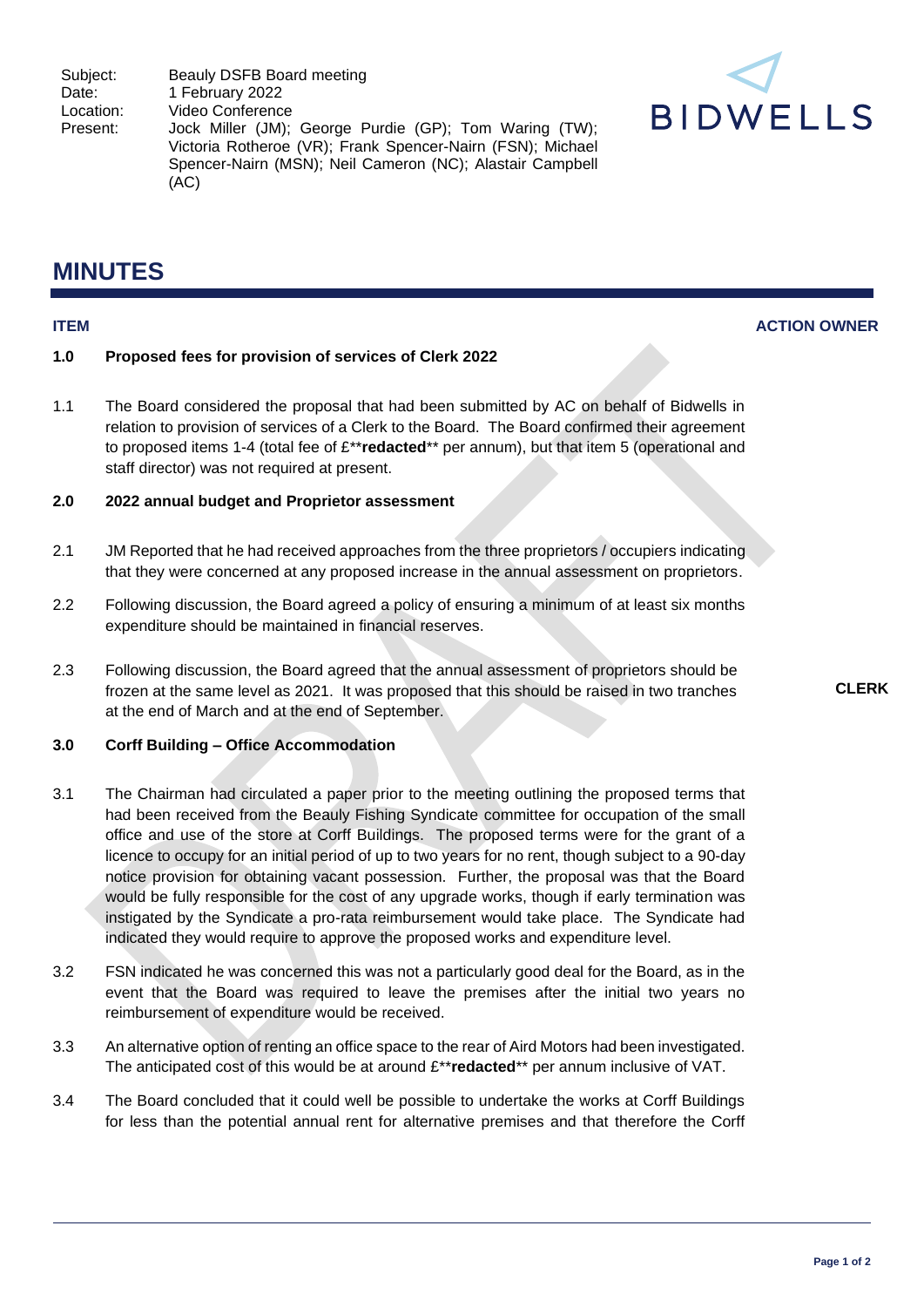| | |
|---|---|
| Subject: | Beauly DSFB Board meeting |
| Date: | 1 February 2022 |
| Location: | Video Conference |
| Present: | Jock Miller (JM); George Purdie (GP); Tom Waring (TW); Victoria Rotheroe (VR); Frank Spencer-Nairn (FSN); Michael Spencer-Nairn (MSN); Neil Cameron (NC); Alastair Campbell (AC) |

BIDWELLS

# MINUTES

| ITEM | | | ACTION OWNER |
|---|---|---|---|
| **1.0** | **Proposed fees for provision of services of Clerk 2022** | | |
| 1.1 | The Board considered the proposal that had been submitted by AC on behalf of Bidwells in relation to provision of services of a Clerk to the Board. The Board confirmed their agreement to proposed items 1-4 (total fee of £**redacted** per annum), but that item 5 (operational and staff director) was not required at present. | | |
| **2.0** | **2022 annual budget and Proprietor assessment** | | |
| 2.1 | JM Reported that he had received approaches from the three proprietors / occupiers indicating that they were concerned at any proposed increase in the annual assessment on proprietors. | | |
| 2.2 | Following discussion, the Board agreed a policy of ensuring a minimum of at least six months expenditure should be maintained in financial reserves. | | |
| 2.3 | Following discussion, the Board agreed that the annual assessment of proprietors should be frozen at the same level as 2021. It was proposed that this should be raised in two tranches at the end of March and at the end of September. | | **CLERK** |
| **3.0** | **Corff Building – Office Accommodation** | | |
| 3.1 | The Chairman had circulated a paper prior to the meeting outlining the proposed terms that had been received from the Beauly Fishing Syndicate committee for occupation of the small office and use of the store at Corff Buildings. The proposed terms were for the grant of a licence to occupy for an initial period of up to two years for no rent, though subject to a 90-day notice provision for obtaining vacant possession. Further, the proposal was that the Board would be fully responsible for the cost of any upgrade works, though if early termination was instigated by the Syndicate a pro-rata reimbursement would take place. The Syndicate had indicated they would require to approve the proposed works and expenditure level. | | |
| 3.2 | FSN indicated he was concerned this was not a particularly good deal for the Board, as in the event that the Board was required to leave the premises after the initial two years no reimbursement of expenditure would be received. | | |
| 3.3 | An alternative option of renting an office space to the rear of Aird Motors had been investigated. The anticipated cost of this would be at around £**redacted** per annum inclusive of VAT. | | |
| 3.4 | The Board concluded that it could well be possible to undertake the works at Corff Buildings for less than the potential annual rent for alternative premises and that therefore the Corff | | |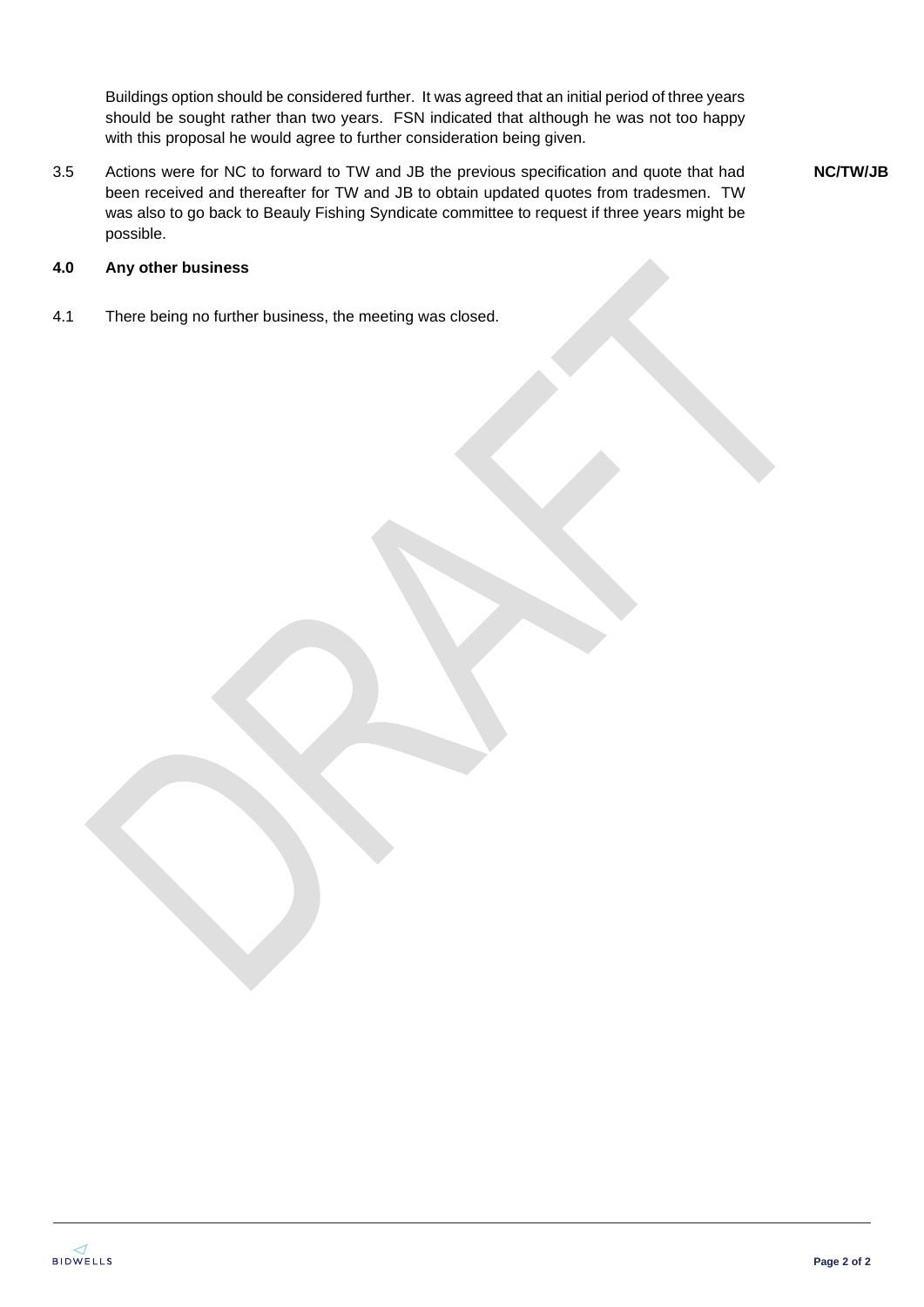Buildings option should be considered further. It was agreed that an initial period of three years should be sought rather than two years. FSN indicated that although he was not too happy with this proposal he would agree to further consideration being given.

3.5 Actions were for NC to forward to TW and JB the previous specification and quote that had been received and thereafter for TW and JB to obtain updated quotes from tradesmen. TW was also to go back to Beauly Fishing Syndicate committee to request if three years might be possible. **NC/TW/JB**

## 4.0 Any other business

4.1 There being no further business, the meeting was closed.